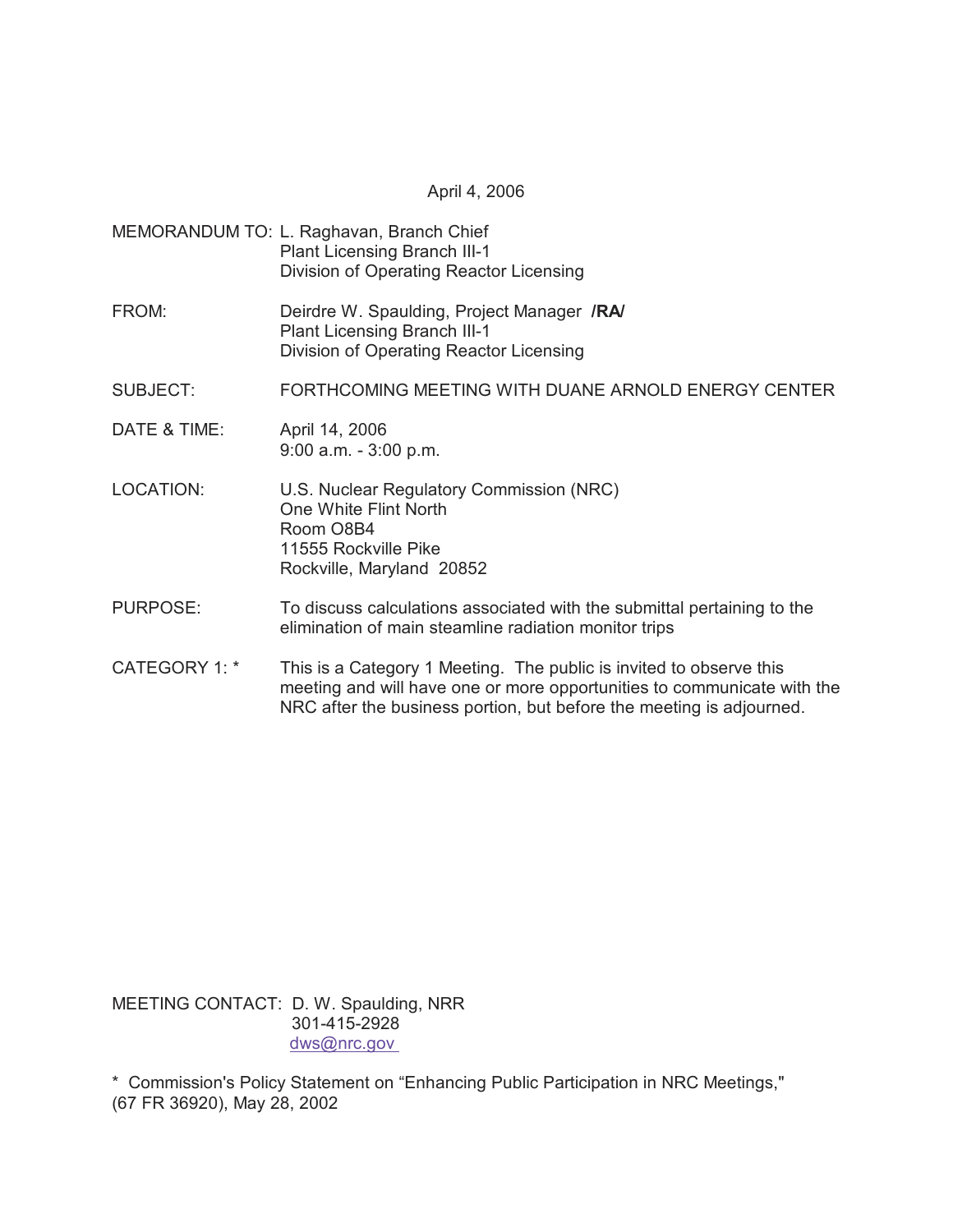April 4, 2006

MEMORANDUM TO: L. Raghavan, Branch Chief
Plant Licensing Branch III-1
Division of Operating Reactor Licensing

FROM: Deirdre W. Spaulding, Project Manager **/RA/**
Plant Licensing Branch III-1
Division of Operating Reactor Licensing

SUBJECT: FORTHCOMING MEETING WITH DUANE ARNOLD ENERGY CENTER

DATE & TIME: April 14, 2006
9:00 a.m. - 3:00 p.m.

LOCATION: U.S. Nuclear Regulatory Commission (NRC)
One White Flint North
Room O8B4
11555 Rockville Pike
Rockville, Maryland 20852

PURPOSE: To discuss calculations associated with the submittal pertaining to the elimination of main steamline radiation monitor trips

CATEGORY 1: * This is a Category 1 Meeting. The public is invited to observe this meeting and will have one or more opportunities to communicate with the NRC after the business portion, but before the meeting is adjourned.

MEETING CONTACT: D. W. Spaulding, NRR
301-415-2928
dws@nrc.gov

* Commission's Policy Statement on "Enhancing Public Participation in NRC Meetings," (67 FR 36920), May 28, 2002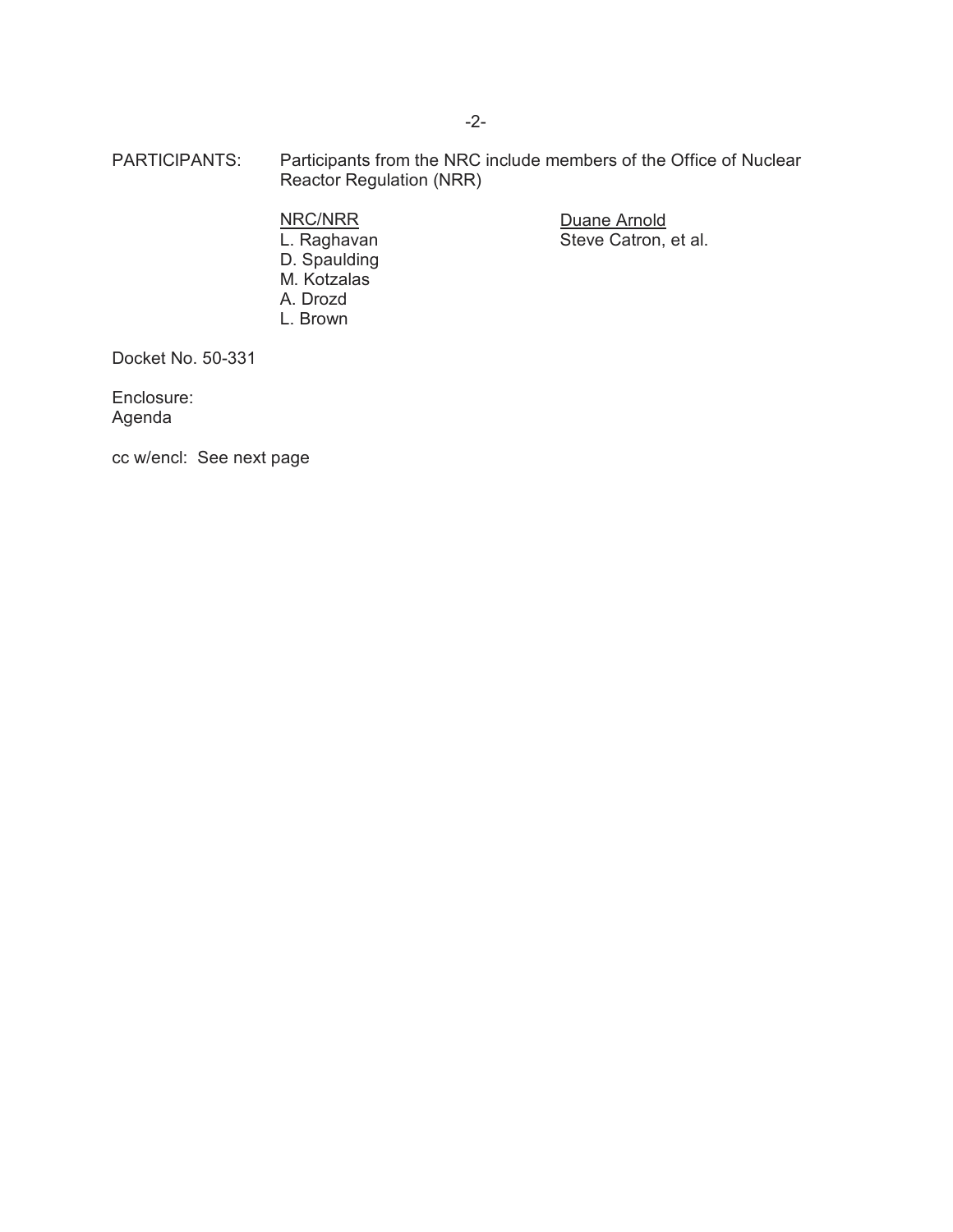PARTICIPANTS: Participants from the NRC include members of the Office of Nuclear Reactor Regulation (NRR)

| NRC/NRR | Duane Arnold |
|---|---|
| L. Raghavan | Steve Catron, et al. |
| D. Spaulding | |
| M. Kotzalas | |
| A. Drozd | |
| L. Brown | |

Docket No. 50-331

Enclosure:
Agenda

cc w/encl: See next page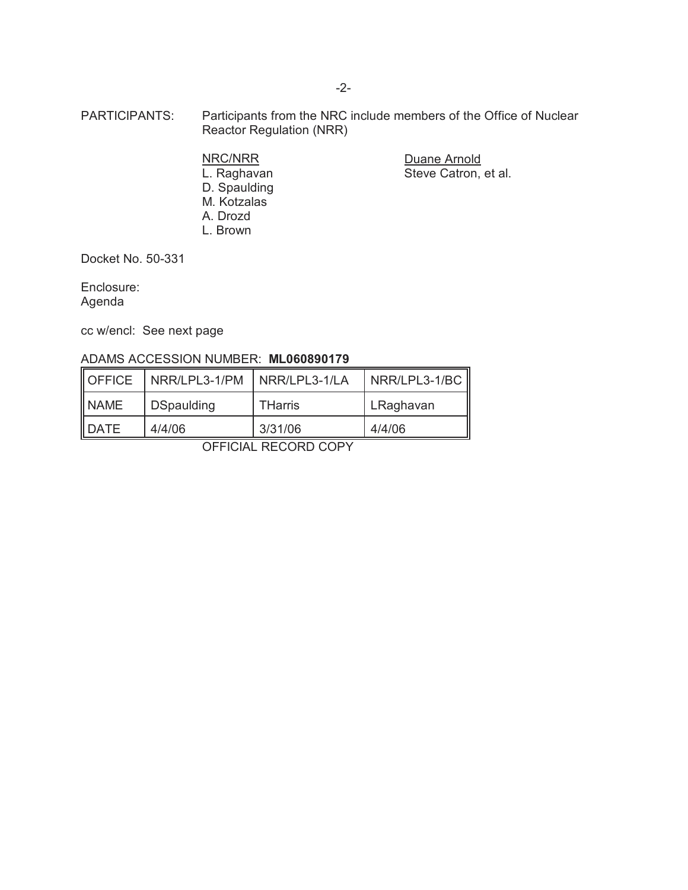PARTICIPANTS: Participants from the NRC include members of the Office of Nuclear Reactor Regulation (NRR)

| NRC/NRR | Duane Arnold |
|---|---|
| L. Raghavan | Steve Catron, et al. |
| D. Spaulding | |
| M. Kotzalas | |
| A. Drozd | |
| L. Brown | |

Docket No. 50-331

Enclosure:
Agenda

cc w/encl: See next page

ADAMS ACCESSION NUMBER: **ML060890179**

| OFFICE | NRR/LPL3-1/PM | NRR/LPL3-1/LA | NRR/LPL3-1/BC |
|---|---|---|---|
| NAME | DSpaulding | THarris | LRaghavan |
| DATE | 4/4/06 | 3/31/06 | 4/4/06 |

OFFICIAL RECORD COPY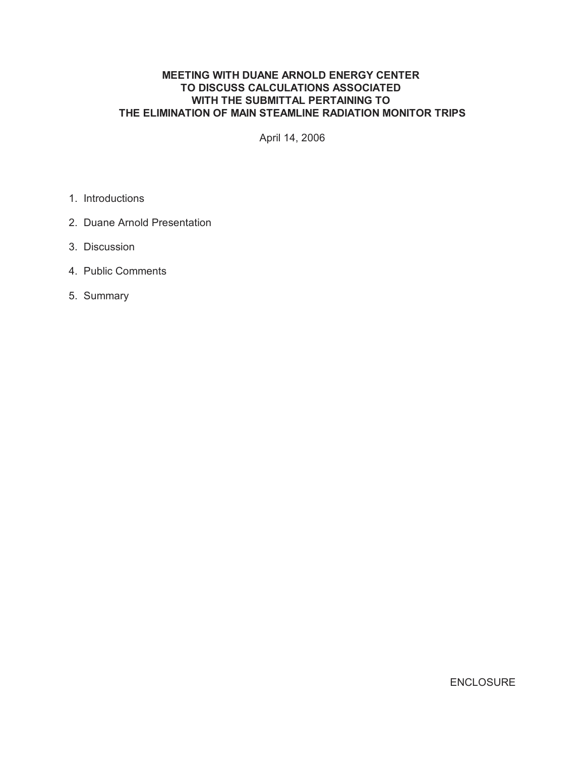# MEETING WITH DUANE ARNOLD ENERGY CENTER TO DISCUSS CALCULATIONS ASSOCIATED WITH THE SUBMITTAL PERTAINING TO THE ELIMINATION OF MAIN STEAMLINE RADIATION MONITOR TRIPS

April 14, 2006

1. Introductions
2. Duane Arnold Presentation
3. Discussion
4. Public Comments
5. Summary

ENCLOSURE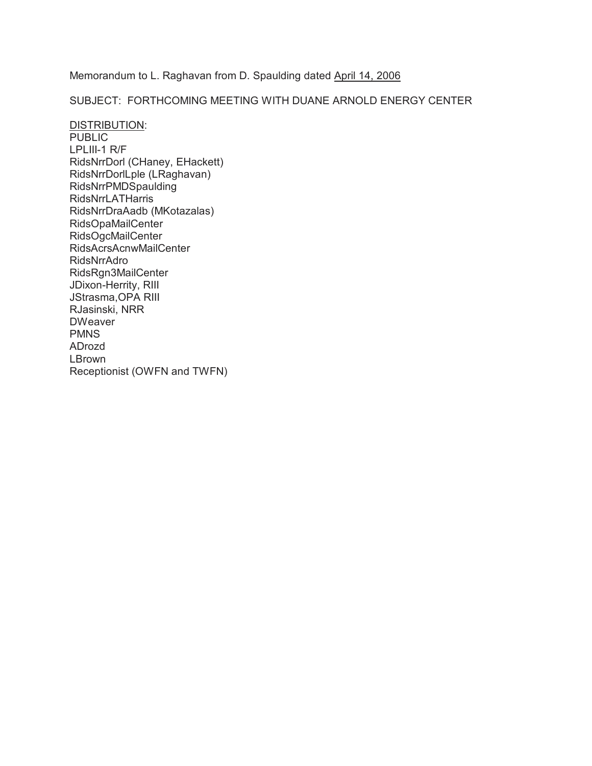Memorandum to L. Raghavan from D. Spaulding dated <u>April 14, 2006</u>

SUBJECT: FORTHCOMING MEETING WITH DUANE ARNOLD ENERGY CENTER

<u>DISTRIBUTION</u>:
PUBLIC
LPLIII-1 R/F
RidsNrrDorl (CHaney, EHackett)
RidsNrrDorlLple (LRaghavan)
RidsNrrPMDSpaulding
RidsNrrLATHarris
RidsNrrDraAadb (MKotazalas)
RidsOpaMailCenter
RidsOgcMailCenter
RidsAcrsAcnwMailCenter
RidsNrrAdro
RidsRgn3MailCenter
JDixon-Herrity, RIII
JStrasma,OPA RIII
RJasinski, NRR
DWeaver
PMNS
ADrozd
LBrown
Receptionist (OWFN and TWFN)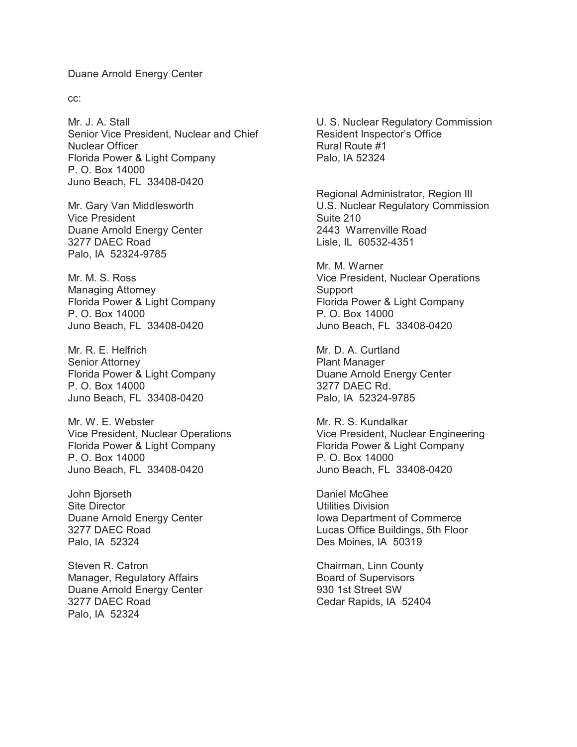Duane Arnold Energy Center

cc:

Mr. J. A. Stall
Senior Vice President, Nuclear and Chief Nuclear Officer
Florida Power & Light Company
P. O. Box 14000
Juno Beach, FL 33408-0420

Mr. Gary Van Middlesworth
Vice President
Duane Arnold Energy Center
3277 DAEC Road
Palo, IA 52324-9785

Mr. M. S. Ross
Managing Attorney
Florida Power & Light Company
P. O. Box 14000
Juno Beach, FL 33408-0420

Mr. R. E. Helfrich
Senior Attorney
Florida Power & Light Company
P. O. Box 14000
Juno Beach, FL 33408-0420

Mr. W. E. Webster
Vice President, Nuclear Operations
Florida Power & Light Company
P. O. Box 14000
Juno Beach, FL 33408-0420

John Bjorseth
Site Director
Duane Arnold Energy Center
3277 DAEC Road
Palo, IA 52324

Steven R. Catron
Manager, Regulatory Affairs
Duane Arnold Energy Center
3277 DAEC Road
Palo, IA 52324

U. S. Nuclear Regulatory Commission
Resident Inspector's Office
Rural Route #1
Palo, IA 52324

Regional Administrator, Region III
U.S. Nuclear Regulatory Commission
Suite 210
2443 Warrenville Road
Lisle, IL 60532-4351

Mr. M. Warner
Vice President, Nuclear Operations Support
Florida Power & Light Company
P. O. Box 14000
Juno Beach, FL 33408-0420

Mr. D. A. Curtland
Plant Manager
Duane Arnold Energy Center
3277 DAEC Rd.
Palo, IA 52324-9785

Mr. R. S. Kundalkar
Vice President, Nuclear Engineering
Florida Power & Light Company
P. O. Box 14000
Juno Beach, FL 33408-0420

Daniel McGhee
Utilities Division
Iowa Department of Commerce
Lucas Office Buildings, 5th Floor
Des Moines, IA 50319

Chairman, Linn County
Board of Supervisors
930 1st Street SW
Cedar Rapids, IA 52404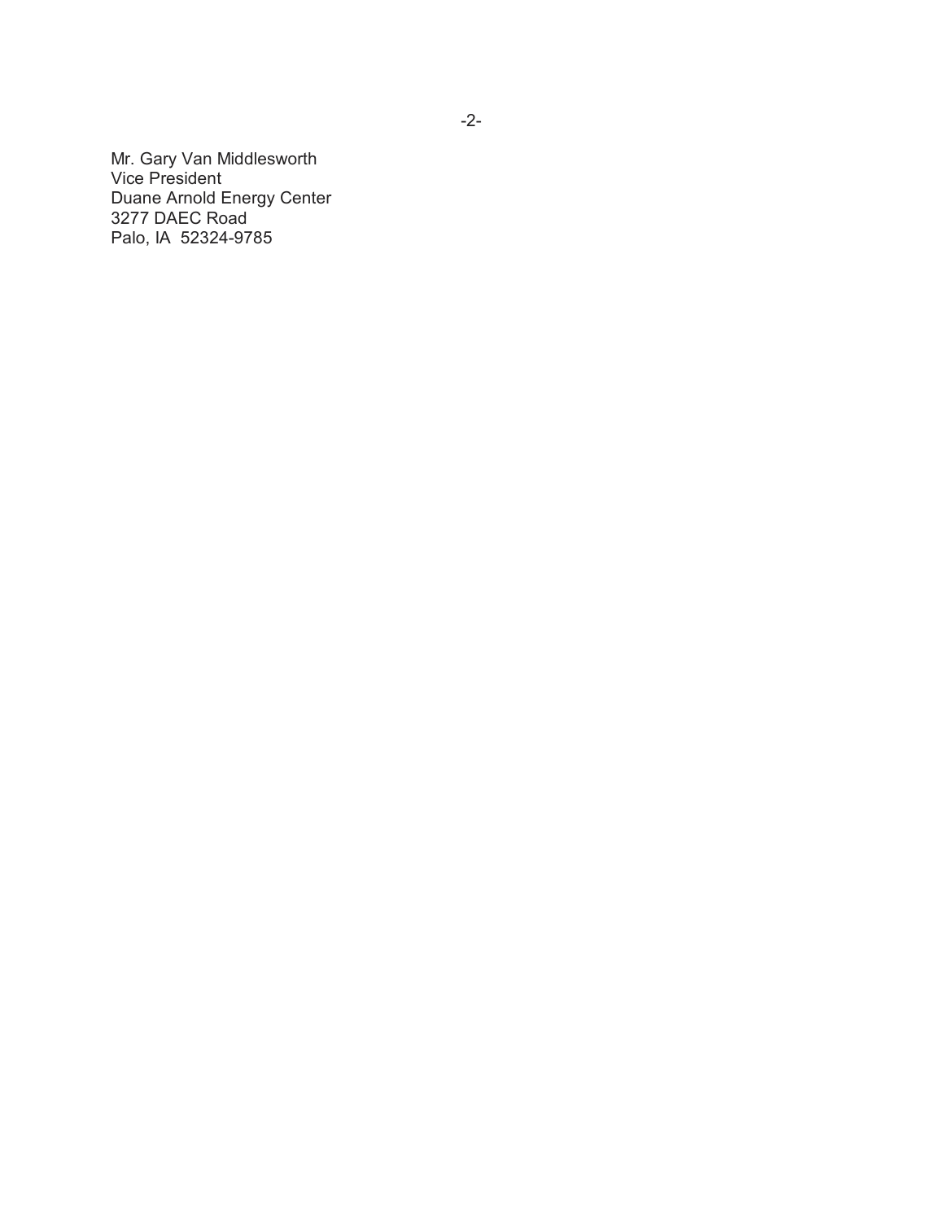Mr. Gary Van Middlesworth  
Vice President  
Duane Arnold Energy Center  
3277 DAEC Road  
Palo, IA 52324-9785